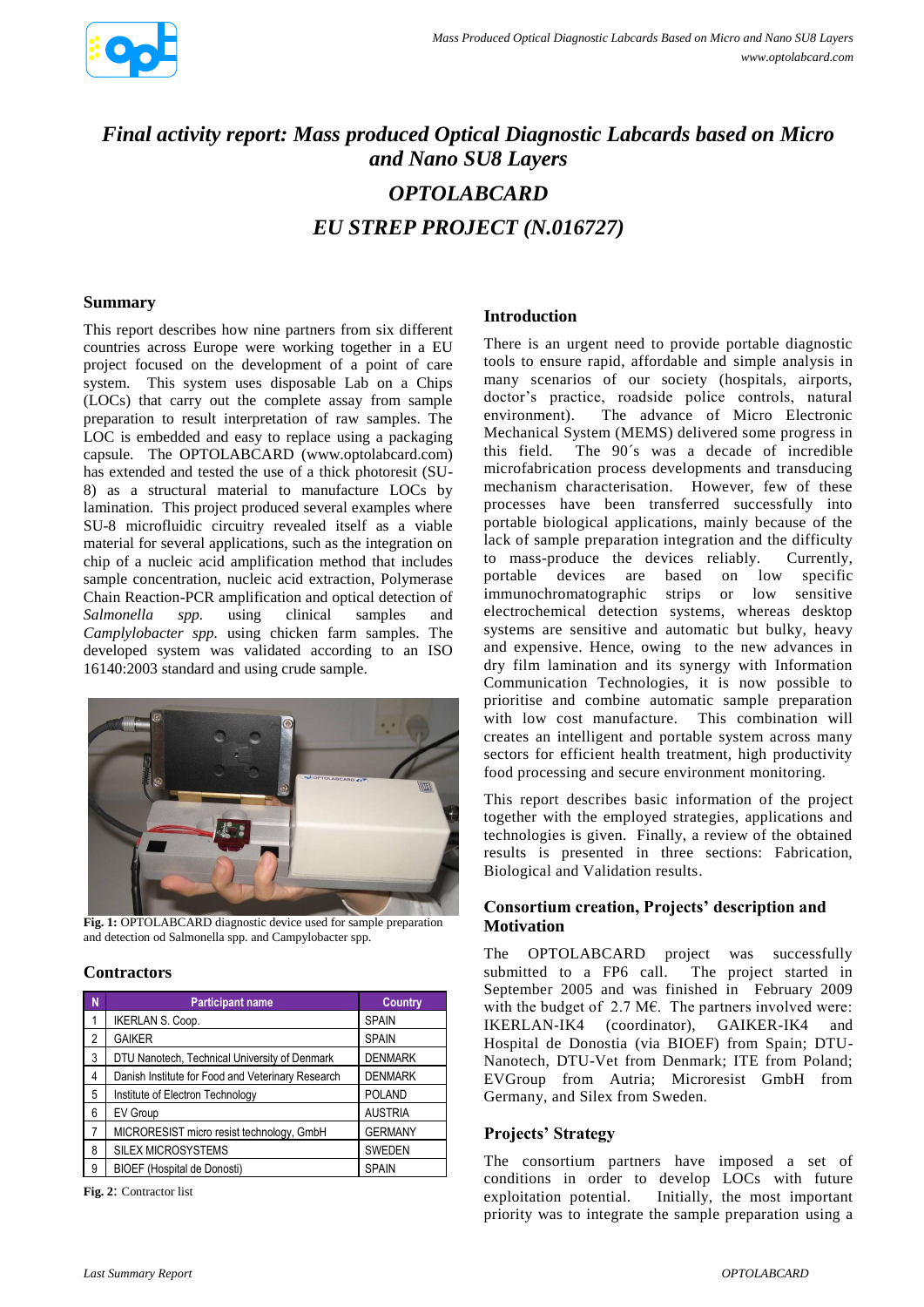# Final activity report: Mass produced Optical Diagnostic Labcards based on Micro and Nano SU8 Layers

## OPTOLABCARD

## EU STREP PROJECT (N.016727)

### Summary

This report describes how nine partners from six different countries across Europe were working together in a EU project focused on the development of a point of care system. This system uses disposable Lab on a Chips (LOCs) that carry out the complete assay from sample preparation to result interpretation of raw samples. The LOC is embedded and easy to replace using a packaging capsule. The OPTOLABCARD (www.optolabcard.com) has extended and tested the use of a thick photoresit (SU-8) as a structural material to manufacture LOCs by lamination. This project produced several examples where SU-8 microfluidic circuitry revealed itself as a viable material for several applications, such as the integration on chip of a nucleic acid amplification method that includes sample concentration, nucleic acid extraction, Polymerase Chain Reaction-PCR amplification and optical detection of *Salmonella spp.* using clinical samples and *Camplylobacter spp.* using chicken farm samples. The developed system was validated according to an ISO 16140:2003 standard and using crude sample.

**Fig. 1:** OPTOLABCARD diagnostic device used for sample preparation and detection od Salmonella spp. and Campylobacter spp.

### Contractors

| N | Participant name | Country |
|---|---|---|
| 1 | IKERLAN S. Coop. | SPAIN |
| 2 | GAIKER | SPAIN |
| 3 | DTU Nanotech, Technical University of Denmark | DENMARK |
| 4 | Danish Institute for Food and Veterinary Research | DENMARK |
| 5 | Institute of Electron Technology | POLAND |
| 6 | EV Group | AUSTRIA |
| 7 | MICRORESIST micro resist technology, GmbH | GERMANY |
| 8 | SILEX MICROSYSTEMS | SWEDEN |
| 9 | BIOEF (Hospital de Donosti) | SPAIN |

**Fig. 2:** Contractor list

### Introduction

There is an urgent need to provide portable diagnostic tools to ensure rapid, affordable and simple analysis in many scenarios of our society (hospitals, airports, doctor's practice, roadside police controls, natural environment). The advance of Micro Electronic Mechanical System (MEMS) delivered some progress in this field. The 90´s was a decade of incredible microfabrication process developments and transducing mechanism characterisation. However, few of these processes have been transferred successfully into portable biological applications, mainly because of the lack of sample preparation integration and the difficulty to mass-produce the devices reliably. Currently, portable devices are based on low specific immunochromatographic strips or low sensitive electrochemical detection systems, whereas desktop systems are sensitive and automatic but bulky, heavy and expensive. Hence, owing to the new advances in dry film lamination and its synergy with Information Communication Technologies, it is now possible to prioritise and combine automatic sample preparation with low cost manufacture. This combination will creates an intelligent and portable system across many sectors for efficient health treatment, high productivity food processing and secure environment monitoring.

This report describes basic information of the project together with the employed strategies, applications and technologies is given. Finally, a review of the obtained results is presented in three sections: Fabrication, Biological and Validation results.

### Consortium creation, Projects' description and Motivation

The OPTOLABCARD project was successfully submitted to a FP6 call. The project started in September 2005 and was finished in February 2009 with the budget of 2.7 M€. The partners involved were: IKERLAN-IK4 (coordinator), GAIKER-IK4 and Hospital de Donostia (via BIOEF) from Spain; DTU-Nanotech, DTU-Vet from Denmark; ITE from Poland; EVGroup from Autria; Microresist GmbH from Germany, and Silex from Sweden.

### Projects' Strategy

The consortium partners have imposed a set of conditions in order to develop LOCs with future exploitation potential. Initially, the most important priority was to integrate the sample preparation using a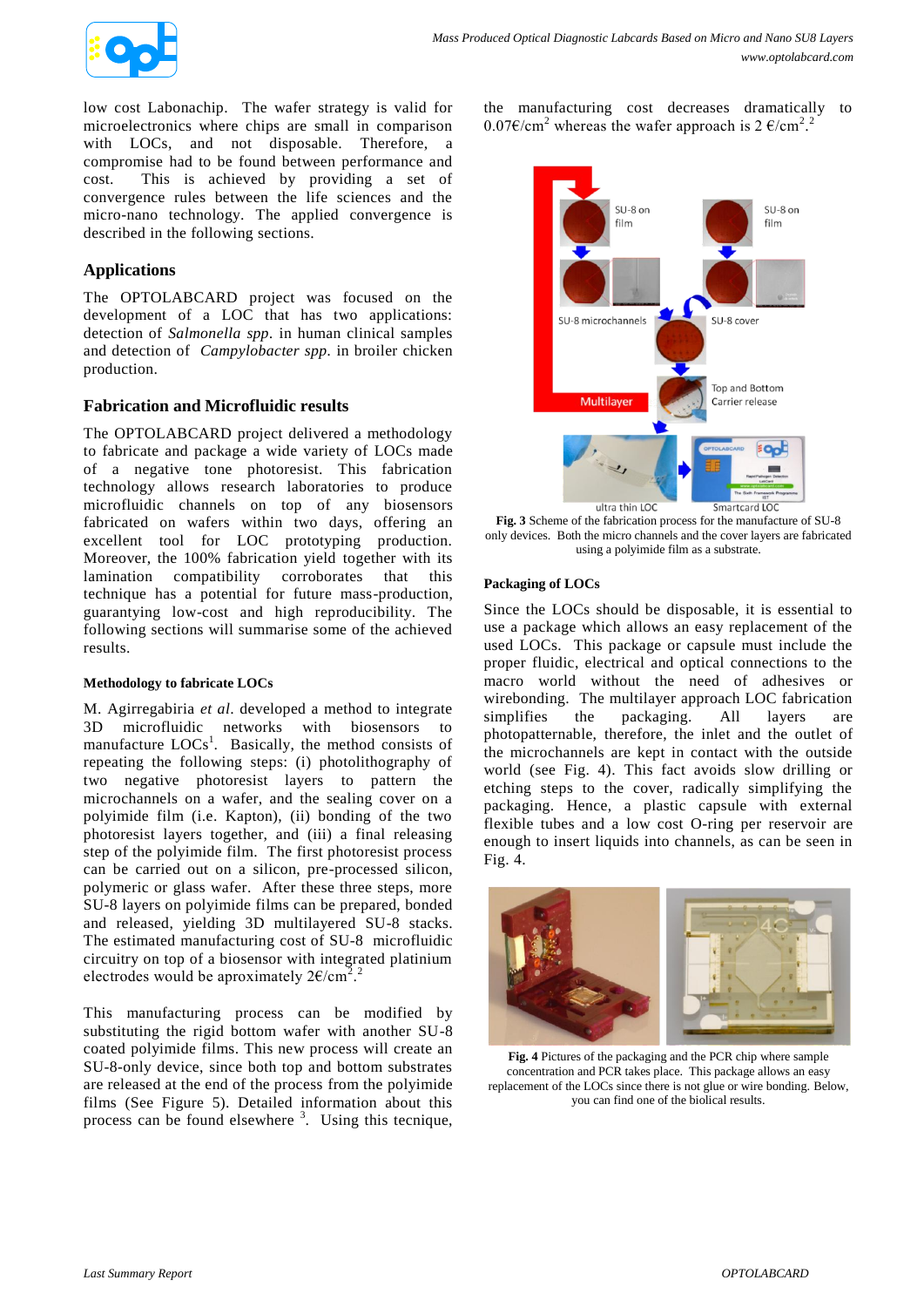low cost Labonachip. The wafer strategy is valid for microelectronics where chips are small in comparison with LOCs, and not disposable. Therefore, a compromise had to be found between performance and cost. This is achieved by providing a set of convergence rules between the life sciences and the micro-nano technology. The applied convergence is described in the following sections.

## Applications

The OPTOLABCARD project was focused on the development of a LOC that has two applications: detection of *Salmonella spp*. in human clinical samples and detection of *Campylobacter spp*. in broiler chicken production.

## Fabrication and Microfluidic results

The OPTOLABCARD project delivered a methodology to fabricate and package a wide variety of LOCs made of a negative tone photoresist. This fabrication technology allows research laboratories to produce microfluidic channels on top of any biosensors fabricated on wafers within two days, offering an excellent tool for LOC prototyping production. Moreover, the 100% fabrication yield together with its lamination compatibility corroborates that this technique has a potential for future mass-production, guarantying low-cost and high reproducibility. The following sections will summarise some of the achieved results.

### Methodology to fabricate LOCs

M. Agirregabiria *et al*. developed a method to integrate 3D microfluidic networks with biosensors to manufacture LOCs[1]. Basically, the method consists of repeating the following steps: (i) photolithography of two negative photoresist layers to pattern the microchannels on a wafer, and the sealing cover on a polyimide film (i.e. Kapton), (ii) bonding of the two photoresist layers together, and (iii) a final releasing step of the polyimide film. The first photoresist process can be carried out on a silicon, pre-processed silicon, polymeric or glass wafer. After these three steps, more SU-8 layers on polyimide films can be prepared, bonded and released, yielding 3D multilayered SU-8 stacks. The estimated manufacturing cost of SU-8 microfluidic circuitry on top of a biosensor with integrated platinium electrodes would be aproximately 2€/cm$^2$.[2]

This manufacturing process can be modified by substituting the rigid bottom wafer with another SU-8 coated polyimide film. This new process will create an SU-8-only device, since both top and bottom substrates are released at the end of the process from the polyimide films (See Figure 5). Detailed information about this process can be found elsewhere [3]. Using this tecnique, the manufacturing cost decreases dramatically to 0.07€/cm$^2$ whereas the wafer approach is 2 €/cm$^2$.[2]

**Fig. 3** Scheme of the fabrication process for the manufacture of SU-8 only devices. Both the micro channels and the cover layers are fabricated using a polyimide film as a substrate.

### Packaging of LOCs

Since the LOCs should be disposable, it is essential to use a package which allows an easy replacement of the used LOCs. This package or capsule must include the proper fluidic, electrical and optical connections to the macro world without the need of adhesives or wirebonding. The multilayer approach LOC fabrication simplifies the packaging. All layers are photopatternable, therefore, the inlet and the outlet of the microchannels are kept in contact with the outside world (see Fig. 4). This fact avoids slow drilling or etching steps to the cover, radically simplifying the packaging. Hence, a plastic capsule with external flexible tubes and a low cost O-ring per reservoir are enough to insert liquids into channels, as can be seen in Fig. 4.

**Fig. 4** Pictures of the packaging and the PCR chip where sample concentration and PCR takes place. This package allows an easy replacement of the LOCs since there is not glue or wire bonding. Below, you can find one of the biolical results.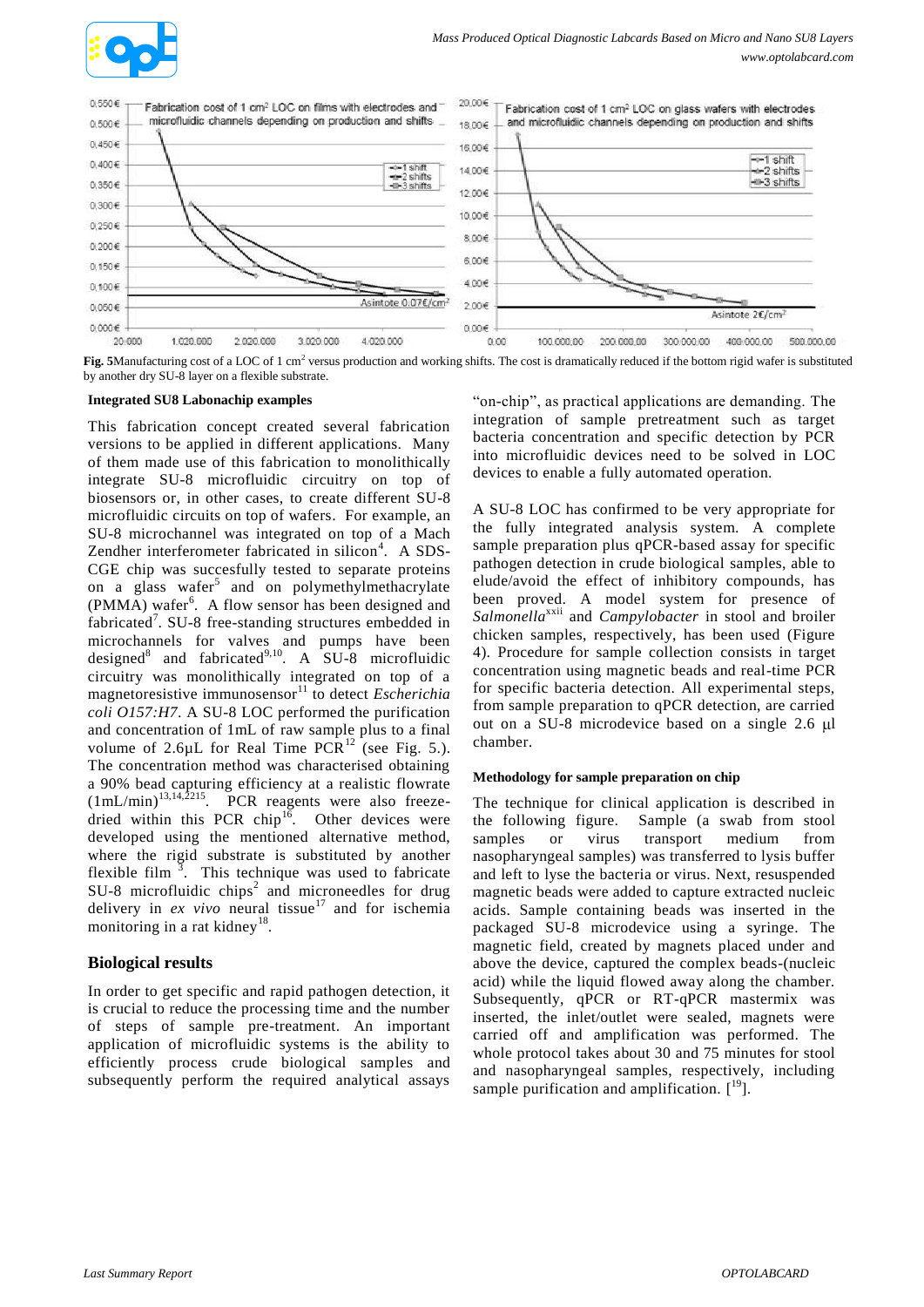**Fig. 5**Manufacturing cost of a LOC of 1 cm$^2$ versus production and working shifts. The cost is dramatically reduced if the bottom rigid wafer is substituted by another dry SU-8 layer on a flexible substrate.

### Integrated SU8 Labonachip examples

This fabrication concept created several fabrication versions to be applied in different applications. Many of them made use of this fabrication to monolithically integrate SU-8 microfluidic circuitry on top of biosensors or, in other cases, to create different SU-8 microfluidic circuits on top of flexible films. For example, an SU-8 microchannel was integrated on top of a Mach Zendher interferometer fabricated in silicon[4]. A SDS-CGE chip was succesfully tested to separate proteins on a glass wafer[5] and on polymethylmethacrylate (PMMA) wafer[6]. A flow sensor has been designed and fabricated[7]. SU-8 free-standing structures embedded in microchannels for valves and pumps have been designed[8] and fabricated[9,10]. A SU-8 microfluidic circuitry was monolithically integrated on top of a magnetoresistive immunosensor[11] to detect *Escherichia coli O157:H7*. A SU-8 LOC performed the purification and concentration of 1mL of raw sample plus to a final volume of 2.6µL for Real Time PCR[12] (see Fig. 5.). The concentration method was characterised obtaining a 90% bead capturing efficiency at a realistic flowrate (1mL/min)[13,14,2215]. PCR reagents were also freeze-dried within this PCR chip[16]. Other devices were developed using the mentioned alternative method, where the rigid substrate is substituted by another flexible film [3]. This technique was used to fabricate SU-8 microfluidic chips[2] and microneedles for drug delivery in *ex vivo* neural tissue[17] and for ischemia monitoring in a rat kidney[18].

## Biological results

In order to get specific and rapid pathogen detection, it is crucial to reduce the processing time and the number of steps of sample pre-treatment. An important application of microfluidic systems is the ability to efficiently process crude biological samples and subsequently perform the required analytical assays "on-chip", as practical applications are demanding. The integration of sample pretreatment such as target bacteria concentration and specific detection by PCR into microfluidic devices need to be solved in LOC devices to enable a fully automated operation.

A SU-8 LOC has confirmed to be very appropriate for the fully integrated analysis system. A complete sample preparation plus qPCR-based assay for specific pathogen detection in crude biological samples, able to elude/avoid the effect of inhibitory compounds, has been proved. A model system for presence of *Salmonella*[xxii] and *Campylobacter* in stool and broiler chicken samples, respectively, has been used (Figure 4). Procedure for sample collection consists in target concentration using magnetic beads and real-time PCR for specific bacteria detection. All experimental steps, from sample preparation to qPCR detection, are carried out on a SU-8 microdevice based on a single 2.6 µl chamber.

### Methodology for sample preparation on chip

The technique for clinical application is described in the following figure. Sample (a swab from stool samples or virus transport medium from nasopharyngeal samples) was transferred to lysis buffer and left to lyse the bacteria or virus. Next, resuspended magnetic beads were added to capture extracted nucleic acids. Sample containing beads was inserted in the packaged SU-8 microdevice using a syringe. The magnetic field, created by magnets placed under and above the device, captured the complex beads-(nucleic acid) while the liquid flowed away along the chamber. Subsequently, qPCR or RT-qPCR mastermix was inserted, the inlet/outlet were sealed, magnets were carried off and amplification was performed. The whole protocol takes about 30 and 75 minutes for stool and nasopharyngeal samples, respectively, including sample purification and amplification. [[19]].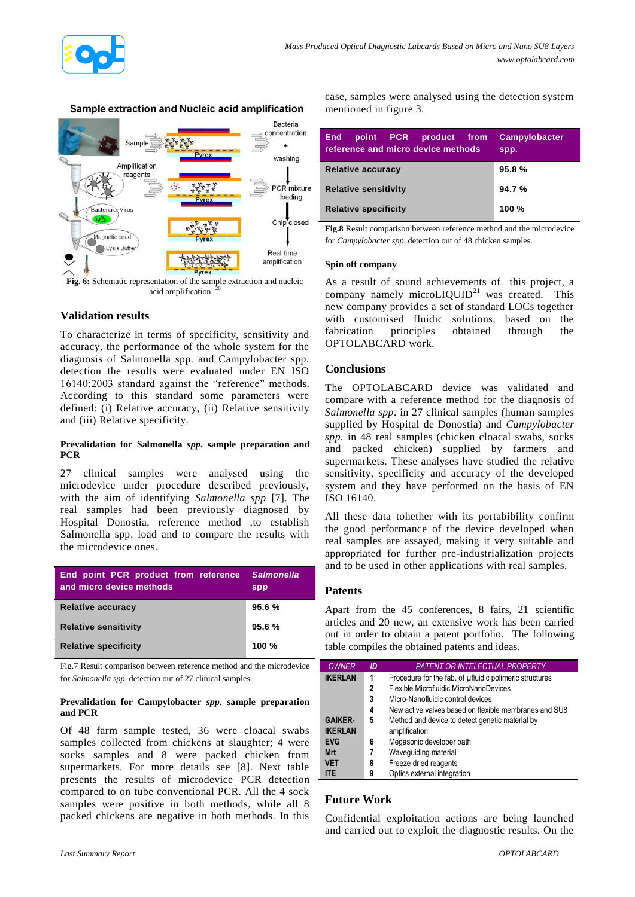### Sample extraction and Nucleic acid amplification

Fig. 6: Schematic representation of the sample extraction and nucleic acid amplification. [20]

## Validation results

To characterize in terms of specificity, sensitivity and accuracy, the performance of the whole system for the diagnosis of Salmonella spp. and Campylobacter spp. detection the results were evaluated under EN ISO 16140:2003 standard against the "reference" methods. According to this standard some parameters were defined: (i) Relative accuracy, (ii) Relative sensitivity and (iii) Relative specificity.

### Prevalidation for Salmonella *spp*. sample preparation and PCR

27 clinical samples were analysed using the microdevice under procedure described previously, with the aim of identifying *Salmonella spp* [7]. The real samples had been previously diagnosed by Hospital Donostia, reference method ,to establish Salmonella spp. load and to compare the results with the microdevice ones.

| End point PCR product from reference and micro device methods | *Salmonella spp* |
|---|---|
| Relative accuracy | 95.6 % |
| Relative sensitivity | 95.6 % |
| Relative specificity | 100 % |

Fig.7 Result comparison between reference method and the microdevice for *Salmonella spp.* detection out of 27 clinical samples.

### Prevalidation for Campylobacter *spp.* sample preparation and PCR

Of 48 farm sample tested, 36 were cloacal swabs samples collected from chickens at slaughter; 4 were socks samples and 8 were packed chicken from supermarkets. For more details see [8]. Next table presents the results of microdevice PCR detection compared to on tube conventional PCR. All the 4 sock samples were positive in both methods, while all 8 packed chickens are negative in both methods. In this case, samples were analysed using the detection system mentioned in figure 3.

| End point PCR product from reference and micro device methods | Campylobacter spp. |
|---|---|
| Relative accuracy | 95.8 % |
| Relative sensitivity | 94.7 % |
| Relative specificity | 100 % |

**Fig.8** Result comparison between reference method and the microdevice for *Campylobacter spp.* detection out of 48 chicken samples.

### Spin off company

As a result of sound achievements of this project, a company namely microLIQUID[21] was created. This new company provides a set of standard LOCs together with customised fluidic solutions, based on the fabrication principles obtained through the OPTOLABCARD work.

## Conclusions

The OPTOLABCARD device was validated and compare with a reference method for the diagnosis of *Salmonella spp*. in 27 clinical samples (human samples supplied by Hospital de Donostia) and *Campylobacter spp.* in 48 real samples (chicken cloacal swabs, socks and packed chicken) supplied by farmers and supermarkets. These analyses have studied the relative sensitivity, specificity and accuracy of the developed system and they have performed on the basis of EN ISO 16140.

All these data tohether with its portability confirm the good performance of the device developed when real samples are assayed, making it very suitable and appropriated for further pre-industrialization projects and to be used in other applications with real samples.

## Patents

Apart from the 45 conferences, 8 fairs, 21 scientific articles and 20 new, an extensive work has been carried out in order to obtain a patent portfolio. The following table compiles the obtained patents and ideas.

| OWNER | ID | PATENT OR INTELECTUAL PROPERTY |
|---|---|---|
| IKERLAN | 1 | Procedure for the fab. of µfluidic polimeric structures |
| | 2 | Flexible Microfluidic MicroNanoDevices |
| | 3 | Micro-Nanofluidic control devices |
| | 4 | New active valves based on flexible membranes and SU8 |
| GAIKER-IKERLAN | 5 | Method and device to detect genetic material by amplification |
| EVG | 6 | Megasonic developer bath |
| Mrt | 7 | Waveguiding material |
| VET | 8 | Freeze dried reagents |
| ITE | 9 | Optics external integration |

## Future Work

Confidential exploitation actions are being launched and carried out to exploit the diagnostic results. On the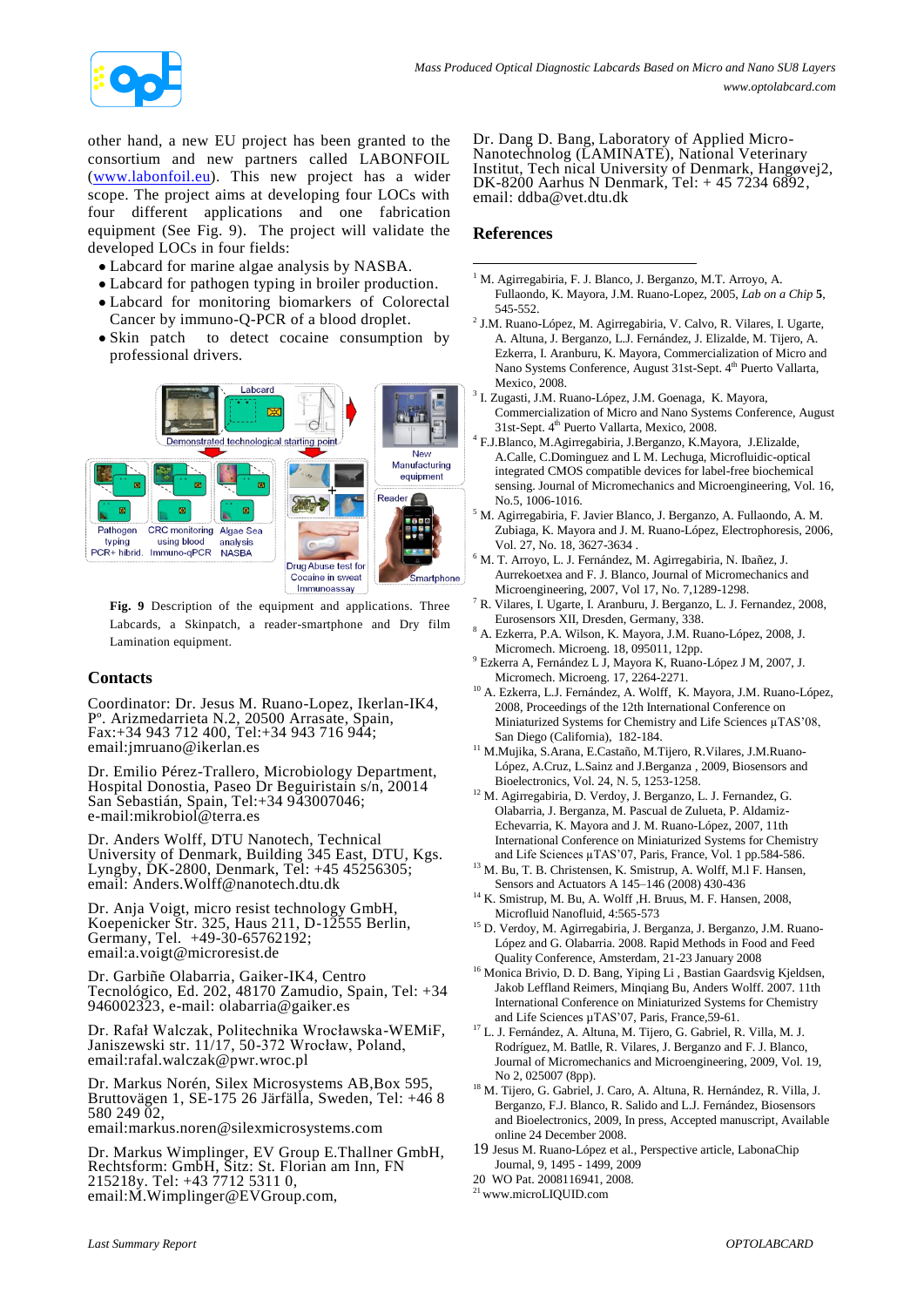other hand, a new EU project has been granted to the consortium and new partners called LABONFOIL (www.labonfoil.eu). This new project has a wider scope. The project aims at developing four LOCs with four different applications and one fabrication equipment (See Fig. 9). The project will validate the developed LOCs in four fields:

- Labcard for marine algae analysis by NASBA.
- Labcard for pathogen typing in broiler production.
- Labcard for monitoring biomarkers of Colorectal Cancer by immuno-Q-PCR of a blood droplet.
- Skin patch to detect cocaine consumption by professional drivers.

Labcard

Demonstrated technological starting point

New Manufacturing equipment

Reader

Smartphone

Pathogen typing PCR+ hibrid.

CRC monitoring using blood Immuno-qPCR

Algae Sea analysis NASBA

Drug Abuse test for Cocaine in sweat Immunoassay

**Fig. 9** Description of the equipment and applications. Three Labcards, a Skinpatch, a reader-smartphone and Dry film Lamination equipment.

## Contacts

Coordinator: Dr. Jesus M. Ruano-Lopez, Ikerlan-IK4, Pº. Arizmedarrieta N.2, 20500 Arrasate, Spain, Fax:+34 943 712 400, Tel:+34 943 716 944; email:jmruano@ikerlan.es

Dr. Emilio Pérez-Trallero, Microbiology Department, Hospital Donostia, Paseo Dr Beguiristain s/n, 20014 San Sebastián, Spain, Tel:+34 943007046; e-mail:mikrobiol@terra.es

Dr. Anders Wolff, DTU Nanotech, Technical University of Denmark, Building 345 East, DTU, Kgs. Lyngby, DK-2800, Denmark, Tel: +45 45256305; email: Anders.Wolff@nanotech.dtu.dk

Dr. Anja Voigt, micro resist technology GmbH, Koepenicker Str. 325, Haus 211, D-12555 Berlin, Germany, Tel. +49-30-65762192; email:a.voigt@microresist.de

Dr. Garbiñe Olabarria, Gaiker-IK4, Centro Tecnológico, Ed. 202, 48170 Zamudio, Spain, Tel: +34 946002323, e-mail: olabarria@gaiker.es

Dr. Rafał Walczak, Politechnika Wrocławska-WEMiF, Janiszewski str. 11/17, 50-372 Wrocław, Poland, email:rafal.walczak@pwr.wroc.pl

Dr. Markus Norén, Silex Microsystems AB,Box 595, Bruttovägen 1, SE-175 26 Järfälla, Sweden, Tel: +46 8 580 249 02, email:markus.noren@silexmicrosystems.com

Dr. Markus Wimplinger, EV Group E.Thallner GmbH, Rechtsform: GmbH, Sitz: St. Florian am Inn, FN 215218y. Tel: +43 7712 5311 0, email:M.Wimplinger@EVGroup.com,

Dr. Dang D. Bang, Laboratory of Applied Micro-Nanotechnolog (LAMINATE), National Veterinary Institut, Tech nical University of Denmark, Hangøvej2, DK-8200 Aarhus N Denmark, Tel: + 45 7234 6892, email: ddba@vet.dtu.dk

## References

[1] M. Agirregabiria, F. J. Blanco, J. Berganzo, M.T. Arroyo, A. Fullaondo, K. Mayora, J.M. Ruano-Lopez, 2005, *Lab on a Chip* **5**, 545-552.

[2] J.M. Ruano-López, M. Agirregabiria, V. Calvo, R. Vilares, I. Ugarte, A. Altuna, J. Berganzo, L.J. Fernández, J. Elizalde, M. Tijero, A. Ezkerra, I. Aranburu, K. Mayora, Commercialization of Micro and Nano Systems Conference, August 31st-Sept. 4th Puerto Vallarta, Mexico, 2008.

[3] I. Zugasti, J.M. Ruano-López, J.M. Goenaga, K. Mayora, Commercialization of Micro and Nano Systems Conference, August 31st-Sept. 4th Puerto Vallarta, Mexico, 2008.

[4] F.J.Blanco, M.Agirregabiria, J.Berganzo, K.Mayora, J.Elizalde, A.Calle, C.Dominguez and L M. Lechuga, Microfluidic-optical integrated CMOS compatible devices for label-free biochemical sensing. Journal of Micromechanics and Microengineering, Vol. 16, No.5, 1006-1016.

[5] M. Agirregabiria, F. Javier Blanco, J. Berganzo, A. Fullaondo, A. M. Zubiaga, K. Mayora and J. M. Ruano-López, Electrophoresis, 2006, Vol. 27, No. 18, 3627-3634 .

[6] M. T. Arroyo, L. J. Fernández, M. Agirregabiria, N. Ibañez, J. Aurrekoetxea and F. J. Blanco, Journal of Micromechanics and Microengineering, 2007, Vol 17, No. 7,1289-1298.

[7] R. Vilares, I. Ugarte, I. Aranburu, J. Berganzo, L. J. Fernandez, 2008, Eurosensors XII, Dresden, Germany, 338.

[8] A. Ezkerra, P.A. Wilson, K. Mayora, J.M. Ruano-López, 2008, J. Micromech. Microeng. 18, 095011, 12pp.

[9] Ezkerra A, Fernández L J, Mayora K, Ruano-López J M, 2007, J. Micromech. Microeng. 17, 2264-2271.

[10] A. Ezkerra, L.J. Fernández, A. Wolff, K. Mayora, J.M. Ruano-López, 2008, Proceedings of the 12th International Conference on Miniaturized Systems for Chemistry and Life Sciences µTAS'08, San Diego (California), 182-184.

[11] M.Mujika, S.Arana, E.Castaño, M.Tijero, R.Vilares, J.M.Ruano-López, A.Cruz, L.Sainz and J.Berganza , 2009, Biosensors and Bioelectronics, Vol. 24, N. 5, 1253-1258.

[12] M. Agirregabiria, D. Verdoy, J. Berganzo, L. J. Fernandez, G. Olabarria, J. Berganza, M. Pascual de Zulueta, P. Aldamiz-Echevarria, K. Mayora and J. M. Ruano-López, 2007, 11th International Conference on Miniaturized Systems for Chemistry and Life Sciences µTAS'07, Paris, France, Vol. 1 pp.584-586.

[13] M. Bu, T. B. Christensen, K. Smistrup, A. Wolff, M.l F. Hansen, Sensors and Actuators A 145–146 (2008) 430-436

[14] K. Smistrup, M. Bu, A. Wolff ,H. Bruus, M. F. Hansen, 2008, Microfluid Nanofluid, 4:565-573

[15] D. Verdoy, M. Agirregabiria, J. Berganza, J. Berganzo, J.M. Ruano-López and G. Olabarria. 2008. Rapid Methods in Food and Feed Quality Conference, Amsterdam, 21-23 January 2008

[16] Monica Brivio, D. D. Bang, Yiping Li , Bastian Gaardsvig Kjeldsen, Jakob Leffland Reimers, Minqiang Bu, Anders Wolff. 2007. 11th International Conference on Miniaturized Systems for Chemistry and Life Sciences µTAS'07, Paris, France,59-61.

[17] L. J. Fernández, A. Altuna, M. Tijero, G. Gabriel, R. Villa, M. J. Rodríguez, M. Batlle, R. Vilares, J. Berganzo and F. J. Blanco, Journal of Micromechanics and Microengineering, 2009, Vol. 19, No 2, 025007 (8pp).

[18] M. Tijero, G. Gabriel, J. Caro, A. Altuna, R. Hernández, R. Villa, J. Berganzo, F.J. Blanco, R. Salido and L.J. Fernández, Biosensors and Bioelectronics, 2009, In press, Accepted manuscript, Available online 24 December 2008.

19 Jesus M. Ruano-López et al., Perspective article, LabonaChip Journal, 9, 1495 - 1499, 2009

20 WO Pat. 2008116941, 2008.

[21] www.microLIQUID.com